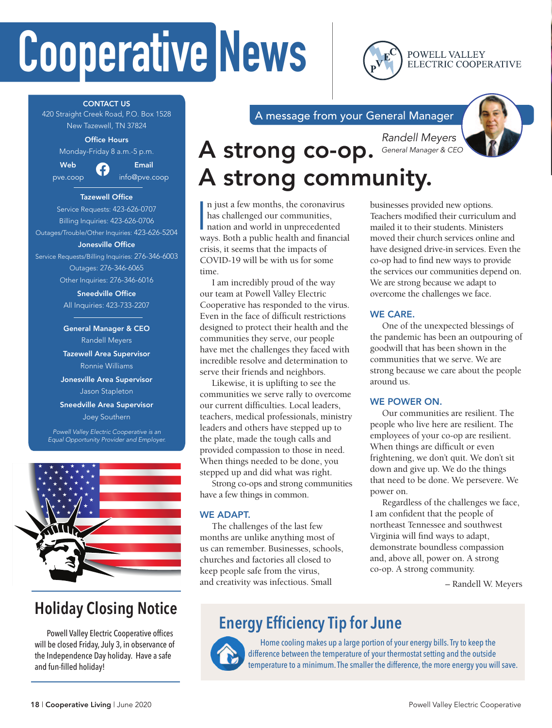# Cooperative News

POWELL VALLEY ELECTRIC COOPERATIVE

**CONTACT US**
420 Straight Creek Road, P.O. Box 1528
New Tazewell, TN 37824

**Office Hours**
Monday-Friday 8 a.m.-5 p.m.

**Web**
pve.coop

**Email**
info@pve.coop

**Tazewell Office**
Service Requests: 423-626-0707
Billing Inquiries: 423-626-0706
Outages/Trouble/Other Inquiries: 423-626-5204

**Jonesville Office**
Service Requests/Billing Inquiries: 276-346-6003
Outages: 276-346-6065
Other Inquiries: 276-346-6016

**Sneedville Office**
All Inquiries: 423-733-2207

**General Manager & CEO**
Randell Meyers

**Tazewell Area Supervisor**
Ronnie Williams

**Jonesville Area Supervisor**
Jason Stapleton

**Sneedville Area Supervisor**
Joey Southern

*Powell Valley Electric Cooperative is an Equal Opportunity Provider and Employer.*

## Holiday Closing Notice

Powell Valley Electric Cooperative offices will be closed Friday, July 3, in observance of the Independence Day holiday. Have a safe and fun-filled holiday!

A message from your General Manager

*Randell Meyers*
*General Manager & CEO*

## A strong co-op. A strong community.

In just a few months, the coronavirus has challenged our communities, nation and world in unprecedented ways. Both a public health and financial crisis, it seems that the impacts of COVID-19 will be with us for some time.

I am incredibly proud of the way our team at Powell Valley Electric Cooperative has responded to the virus. Even in the face of difficult restrictions designed to protect their health and the communities they serve, our people have met the challenges they faced with incredible resolve and determination to serve their friends and neighbors.

Likewise, it is uplifting to see the communities we serve rally to overcome our current difficulties. Local leaders, teachers, medical professionals, ministry leaders and others have stepped up to the plate, made the tough calls and provided compassion to those in need. When things needed to be done, you stepped up and did what was right.

Strong co-ops and strong communities have a few things in common.

### WE ADAPT.

The challenges of the last few months are unlike anything most of us can remember. Businesses, schools, churches and factories all closed to keep people safe from the virus, and creativity was infectious. Small businesses provided new options. Teachers modified their curriculum and mailed it to their students. Ministers moved their church services online and have designed drive-in services. Even the co-op had to find new ways to provide the services our communities depend on. We are strong because we adapt to overcome the challenges we face.

### WE CARE.

One of the unexpected blessings of the pandemic has been an outpouring of goodwill that has been shown in the communities that we serve. We are strong because we care about the people around us.

### WE POWER ON.

Our communities are resilient. The people who live here are resilient. The employees of your co-op are resilient. When things are difficult or even frightening, we don't quit. We don't sit down and give up. We do the things that need to be done. We persevere. We power on.

Regardless of the challenges we face, I am confident that the people of northeast Tennessee and southwest Virginia will find ways to adapt, demonstrate boundless compassion and, above all, power on. A strong co-op. A strong community.

– Randell W. Meyers

## Energy Efficiency Tip for June

Home cooling makes up a large portion of your energy bills. Try to keep the difference between the temperature of your thermostat setting and the outside temperature to a minimum. The smaller the difference, the more energy you will save.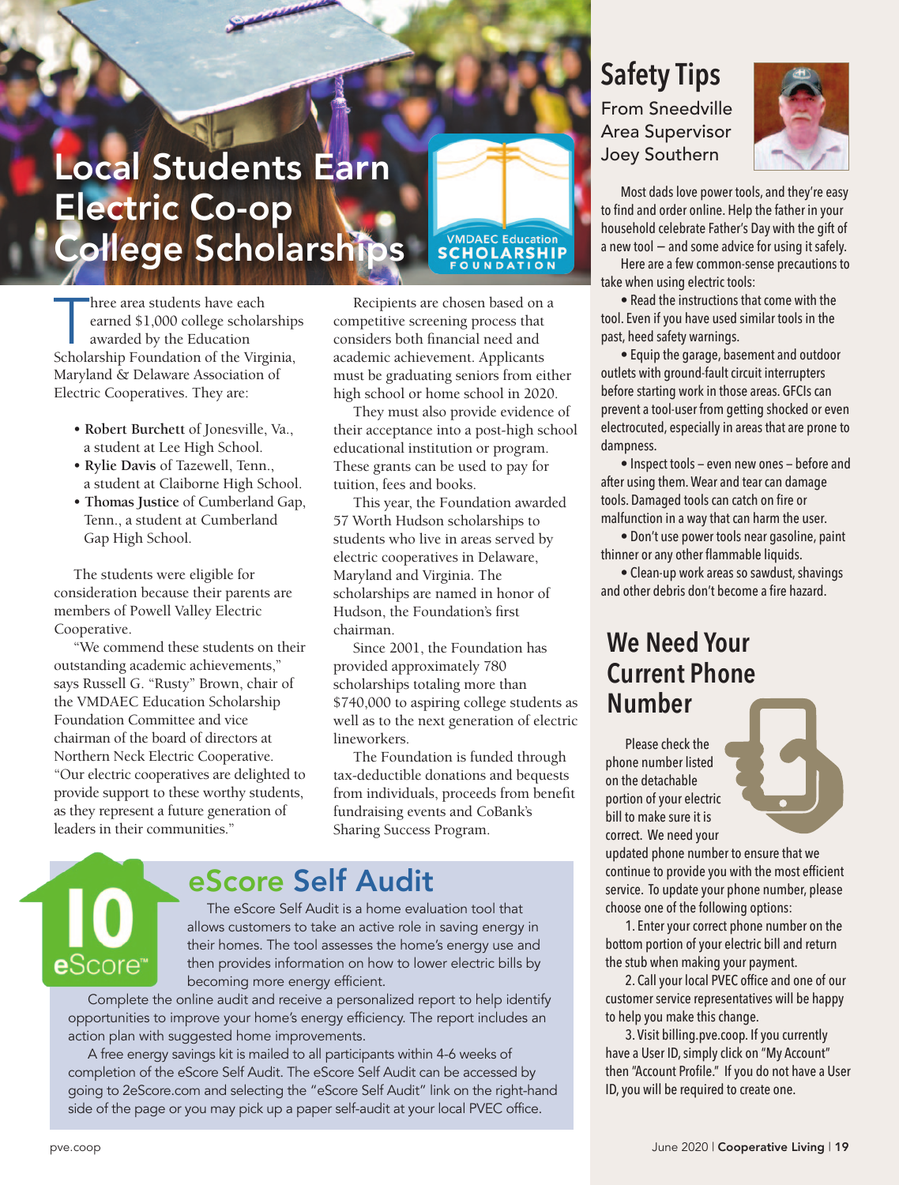# Local Students Earn Electric Co-op College Scholarships

VMDAEC Education SCHOLARSHIP FOUNDATION

Three area students have each earned $1,000 college scholarships awarded by the Education Scholarship Foundation of the Virginia, Maryland & Delaware Association of Electric Cooperatives. They are:

- **Robert Burchett** of Jonesville, Va., a student at Lee High School.
- **Rylie Davis** of Tazewell, Tenn., a student at Claiborne High School.
- **Thomas Justice** of Cumberland Gap, Tenn., a student at Cumberland Gap High School.

The students were eligible for consideration because their parents are members of Powell Valley Electric Cooperative.

"We commend these students on their outstanding academic achievements," says Russell G. "Rusty" Brown, chair of the VMDAEC Education Scholarship Foundation Committee and vice chairman of the board of directors at Northern Neck Electric Cooperative. "Our electric cooperatives are delighted to provide support to these worthy students, as they represent a future generation of leaders in their communities."

Recipients are chosen based on a competitive screening process that considers both financial need and academic achievement. Applicants must be graduating seniors from either high school or home school in 2020.

They must also provide evidence of their acceptance into a post-high school educational institution or program. These grants can be used to pay for tuition, fees and books.

This year, the Foundation awarded 57 Worth Hudson scholarships to students who live in areas served by electric cooperatives in Delaware, Maryland and Virginia. The scholarships are named in honor of Hudson, the Foundation's first chairman.

Since 2001, the Foundation has provided approximately 780 scholarships totaling more than $740,000 to aspiring college students as well as to the next generation of electric lineworkers.

The Foundation is funded through tax-deductible donations and bequests from individuals, proceeds from benefit fundraising events and CoBank's Sharing Success Program.

## eScore Self Audit

10 eScore™

The eScore Self Audit is a home evaluation tool that allows customers to take an active role in saving energy in their homes. The tool assesses the home's energy use and then provides information on how to lower electric bills by becoming more energy efficient.

Complete the online audit and receive a personalized report to help identify opportunities to improve your home's energy efficiency. The report includes an action plan with suggested home improvements.

A free energy savings kit is mailed to all participants within 4-6 weeks of completion of the eScore Self Audit. The eScore Self Audit can be accessed by going to 2eScore.com and selecting the "eScore Self Audit" link on the right-hand side of the page or you may pick up a paper self-audit at your local PVEC office.

## Safety Tips

From Sneedville Area Supervisor Joey Southern

Most dads love power tools, and they're easy to find and order online. Help the father in your household celebrate Father's Day with the gift of a new tool — and some advice for using it safely.

Here are a few common-sense precautions to take when using electric tools:

- Read the instructions that come with the tool. Even if you have used similar tools in the past, heed safety warnings.
- Equip the garage, basement and outdoor outlets with ground-fault circuit interrupters before starting work in those areas. GFCIs can prevent a tool-user from getting shocked or even electrocuted, especially in areas that are prone to dampness.
- Inspect tools – even new ones – before and after using them. Wear and tear can damage tools. Damaged tools can catch on fire or malfunction in a way that can harm the user.
- Don't use power tools near gasoline, paint thinner or any other flammable liquids.
- Clean-up work areas so sawdust, shavings and other debris don't become a fire hazard.

## We Need Your Current Phone Number

Please check the phone number listed on the detachable portion of your electric bill to make sure it is correct. We need your updated phone number to ensure that we continue to provide you with the most efficient service. To update your phone number, please choose one of the following options:

1. Enter your correct phone number on the bottom portion of your electric bill and return the stub when making your payment.
2. Call your local PVEC office and one of our customer service representatives will be happy to help you make this change.
3. Visit billing.pve.coop. If you currently have a User ID, simply click on "My Account" then "Account Profile." If you do not have a User ID, you will be required to create one.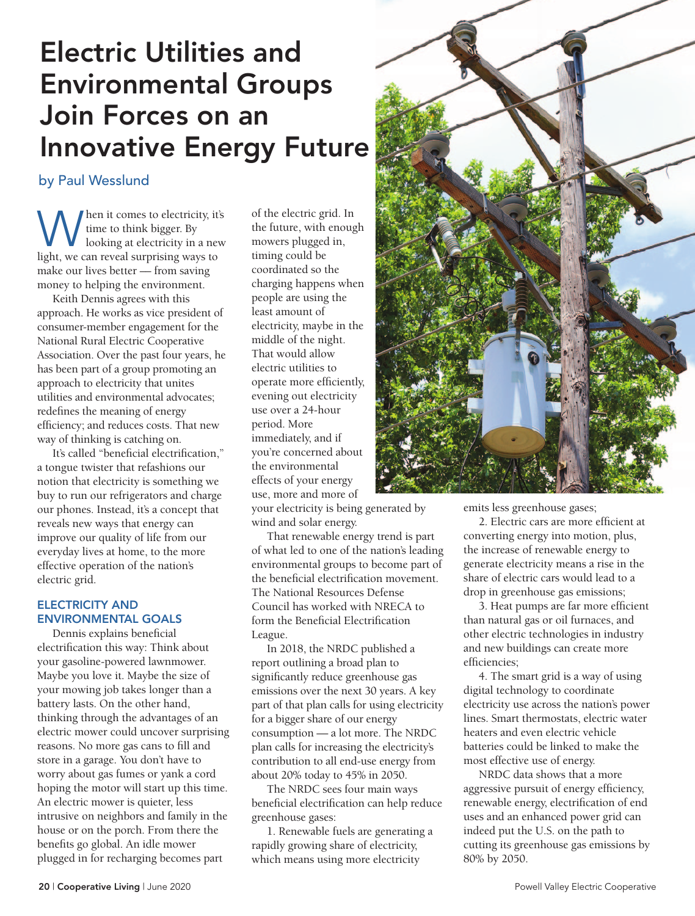# Electric Utilities and Environmental Groups Join Forces on an Innovative Energy Future

by Paul Wesslund

When it comes to electricity, it's time to think bigger. By looking at electricity in a new light, we can reveal surprising ways to make our lives better — from saving money to helping the environment.

Keith Dennis agrees with this approach. He works as vice president of consumer-member engagement for the National Rural Electric Cooperative Association. Over the past four years, he has been part of a group promoting an approach to electricity that unites utilities and environmental advocates; redefines the meaning of energy efficiency; and reduces costs. That new way of thinking is catching on.

It's called "beneficial electrification," a tongue twister that refashions our notion that electricity is something we buy to run our refrigerators and charge our phones. Instead, it's a concept that reveals new ways that energy can improve our quality of life from our everyday lives at home, to the more effective operation of the nation's electric grid.

## ELECTRICITY AND ENVIRONMENTAL GOALS

Dennis explains beneficial electrification this way: Think about your gasoline-powered lawnmower. Maybe you love it. Maybe the size of your mowing job takes longer than a battery lasts. On the other hand, thinking through the advantages of an electric mower could uncover surprising reasons. No more gas cans to fill and store in a garage. You don't have to worry about gas fumes or yank a cord hoping the motor will start up this time. An electric mower is quieter, less intrusive on neighbors and family in the house or on the porch. From there the benefits go global. An idle mower plugged in for recharging becomes part of the electric grid. In the future, with enough mowers plugged in, timing could be coordinated so the charging happens when people are using the least amount of electricity, maybe in the middle of the night. That would allow electric utilities to operate more efficiently, evening out electricity use over a 24-hour period. More immediately, and if you're concerned about the environmental effects of your energy use, more and more of your electricity is being generated by wind and solar energy.

That renewable energy trend is part of what led to one of the nation's leading environmental groups to become part of the beneficial electrification movement. The National Resources Defense Council has worked with NRECA to form the Beneficial Electrification League.

In 2018, the NRDC published a report outlining a broad plan to significantly reduce greenhouse gas emissions over the next 30 years. A key part of that plan calls for using electricity for a bigger share of our energy consumption — a lot more. The NRDC plan calls for increasing the electricity's contribution to all end-use energy from about 20% today to 45% in 2050.

The NRDC sees four main ways beneficial electrification can help reduce greenhouse gases:

1. Renewable fuels are generating a rapidly growing share of electricity, which means using more electricity emits less greenhouse gases;

2. Electric cars are more efficient at converting energy into motion, plus, the increase of renewable energy to generate electricity means a rise in the share of electric cars would lead to a drop in greenhouse gas emissions;

3. Heat pumps are far more efficient than natural gas or oil furnaces, and other electric technologies in industry and new buildings can create more efficiencies;

4. The smart grid is a way of using digital technology to coordinate electricity use across the nation's power lines. Smart thermostats, electric water heaters and even electric vehicle batteries could be linked to make the most effective use of energy.

NRDC data shows that a more aggressive pursuit of energy efficiency, renewable energy, electrification of end uses and an enhanced power grid can indeed put the U.S. on the path to cutting its greenhouse gas emissions by 80% by 2050.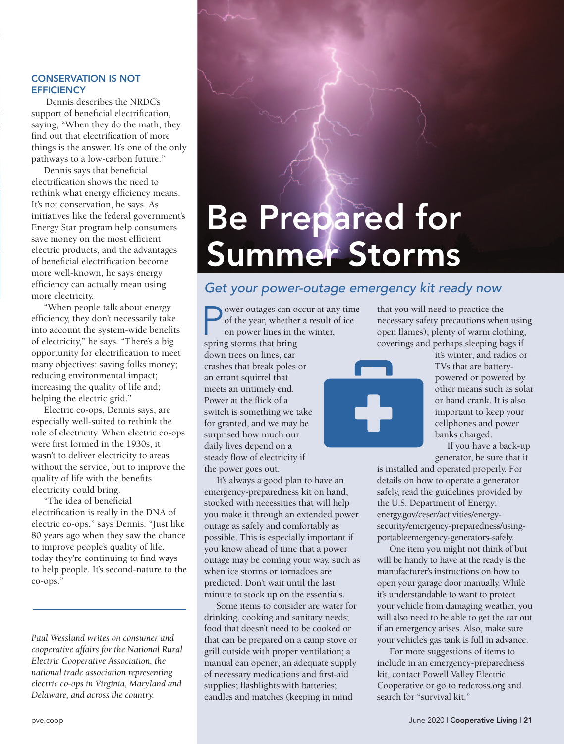## CONSERVATION IS NOT EFFICIENCY

Dennis describes the NRDC's support of beneficial electrification, saying, "When they do the math, they find out that electrification of more things is the answer. It's one of the only pathways to a low-carbon future."

Dennis says that beneficial electrification shows the need to rethink what energy efficiency means. It's not conservation, he says. As initiatives like the federal government's Energy Star program help consumers save money on the most efficient electric products, and the advantages of beneficial electrification become more well-known, he says energy efficiency can actually mean using more electricity.

"When people talk about energy efficiency, they don't necessarily take into account the system-wide benefits of electricity," he says. "There's a big opportunity for electrification to meet many objectives: saving folks money; reducing environmental impact; increasing the quality of life and; helping the electric grid."

Electric co-ops, Dennis says, are especially well-suited to rethink the role of electricity. When electric co-ops were first formed in the 1930s, it wasn't to deliver electricity to areas without the service, but to improve the quality of life with the benefits electricity could bring.

"The idea of beneficial electrification is really in the DNA of electric co-ops," says Dennis. "Just like 80 years ago when they saw the chance to improve people's quality of life, today they're continuing to find ways to help people. It's second-nature to the co-ops."

---

*Paul Wesslund writes on consumer and cooperative affairs for the National Rural Electric Cooperative Association, the national trade association representing electric co-ops in Virginia, Maryland and Delaware, and across the country.*

# Be Prepared for Summer Storms

## *Get your power-outage emergency kit ready now*

Power outages can occur at any time of the year, whether a result of ice on power lines in the winter, spring storms that bring down trees on lines, car crashes that break poles or an errant squirrel that meets an untimely end. Power at the flick of a switch is something we take for granted, and we may be surprised how much our daily lives depend on a steady flow of electricity if the power goes out.

It's always a good plan to have an emergency-preparedness kit on hand, stocked with necessities that will help you make it through an extended power outage as safely and comfortably as possible. This is especially important if you know ahead of time that a power outage may be coming your way, such as when ice storms or tornadoes are predicted. Don't wait until the last minute to stock up on the essentials.

Some items to consider are water for drinking, cooking and sanitary needs; food that doesn't need to be cooked or that can be prepared on a camp stove or grill outside with proper ventilation; a manual can opener; an adequate supply of necessary medications and first-aid supplies; flashlights with batteries; candles and matches (keeping in mind that you will need to practice the necessary safety precautions when using open flames); plenty of warm clothing, coverings and perhaps sleeping bags if it's winter; and radios or TVs that are battery-powered or powered by other means such as solar or hand crank. It is also important to keep your cellphones and power banks charged.

If you have a back-up generator, be sure that it is installed and operated properly. For details on how to operate a generator safely, read the guidelines provided by the U.S. Department of Energy: energy.gov/ceser/activities/energy-security/emergency-preparedness/using-portableemergency-generators-safely.

One item you might not think of but will be handy to have at the ready is the manufacturer's instructions on how to open your garage door manually. While it's understandable to want to protect your vehicle from damaging weather, you will also need to be able to get the car out if an emergency arises. Also, make sure your vehicle's gas tank is full in advance.

For more suggestions of items to include in an emergency-preparedness kit, contact Powell Valley Electric Cooperative or go to redcross.org and search for "survival kit."